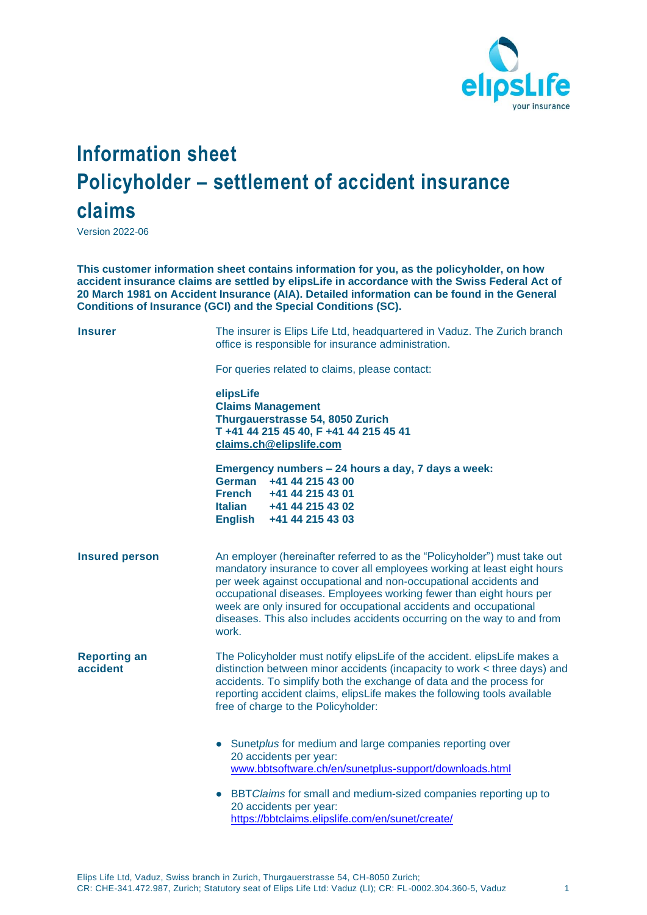# Information sheet

# Policyholder – settlement of accident insurance claims

Version 2022-06

**This customer information sheet contains information for you, as the policyholder, on how accident insurance claims are settled by elipsLife in accordance with the Swiss Federal Act of 20 March 1981 on Accident Insurance (AIA). Detailed information can be found in the General Conditions of Insurance (GCI) and the Special Conditions (SC).**

**Insurer**

The insurer is Elips Life Ltd, headquartered in Vaduz. The Zurich branch office is responsible for insurance administration.

For queries related to claims, please contact:

**elipsLife**
**Claims Management**
**Thurgauerstrasse 54, 8050 Zurich**
**T +41 44 215 45 40, F +41 44 215 45 41**
**claims.ch@elipslife.com**

**Emergency numbers – 24 hours a day, 7 days a week:**

| | |
|---|---|
| **German** | **+41 44 215 43 00** |
| **French** | **+41 44 215 43 01** |
| **Italian** | **+41 44 215 43 02** |
| **English** | **+41 44 215 43 03** |

**Insured person**

An employer (hereinafter referred to as the "Policyholder") must take out mandatory insurance to cover all employees working at least eight hours per week against occupational and non-occupational accidents and occupational diseases. Employees working fewer than eight hours per week are only insured for occupational accidents and occupational diseases. This also includes accidents occurring on the way to and from work.

**Reporting an accident**

The Policyholder must notify elipsLife of the accident. elipsLife makes a distinction between minor accidents (incapacity to work < three days) and accidents. To simplify both the exchange of data and the process for reporting accident claims, elipsLife makes the following tools available free of charge to the Policyholder:

- Sunet*plus* for medium and large companies reporting over 20 accidents per year: www.bbtsoftware.ch/en/sunetplus-support/downloads.html
- BBT*Claims* for small and medium-sized companies reporting up to 20 accidents per year: https://bbtclaims.elipslife.com/en/sunet/create/

Elips Life Ltd, Vaduz, Swiss branch in Zurich, Thurgauerstrasse 54, CH-8050 Zurich;
CR: CHE-341.472.987, Zurich; Statutory seat of Elips Life Ltd: Vaduz (LI); CR: FL-0002.304.360-5, Vaduz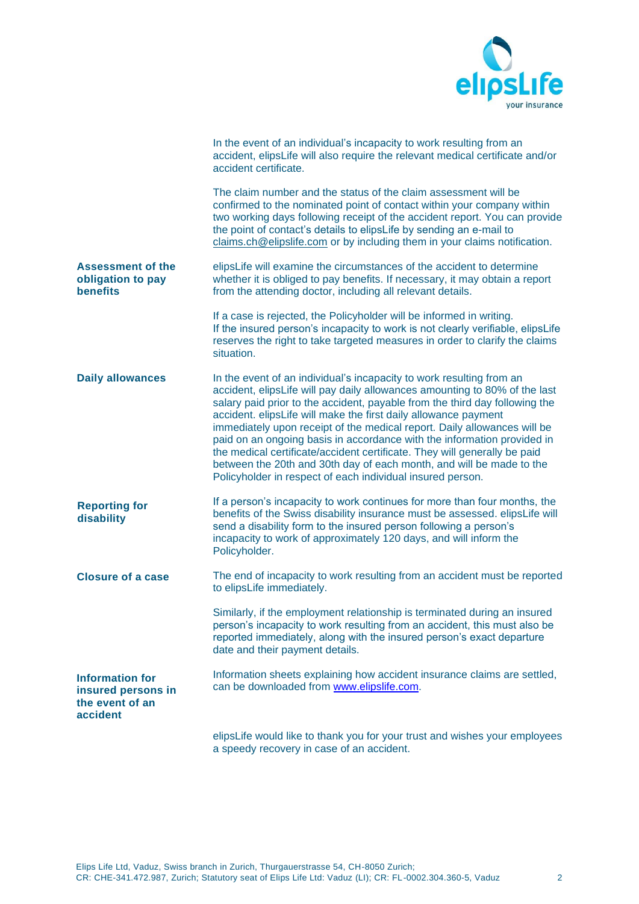In the event of an individual's incapacity to work resulting from an accident, elipsLife will also require the relevant medical certificate and/or accident certificate.

The claim number and the status of the claim assessment will be confirmed to the nominated point of contact within your company within two working days following receipt of the accident report. You can provide the point of contact's details to elipsLife by sending an e-mail to claims.ch@elipslife.com or by including them in your claims notification.

**Assessment of the obligation to pay benefits**

elipsLife will examine the circumstances of the accident to determine whether it is obliged to pay benefits. If necessary, it may obtain a report from the attending doctor, including all relevant details.

If a case is rejected, the Policyholder will be informed in writing.
If the insured person's incapacity to work is not clearly verifiable, elipsLife reserves the right to take targeted measures in order to clarify the claims situation.

**Daily allowances**

In the event of an individual's incapacity to work resulting from an accident, elipsLife will pay daily allowances amounting to 80% of the last salary paid prior to the accident, payable from the third day following the accident. elipsLife will make the first daily allowance payment immediately upon receipt of the medical report. Daily allowances will be paid on an ongoing basis in accordance with the information provided in the medical certificate/accident certificate. They will generally be paid between the 20th and 30th day of each month, and will be made to the Policyholder in respect of each individual insured person.

**Reporting for disability**

If a person's incapacity to work continues for more than four months, the benefits of the Swiss disability insurance must be assessed. elipsLife will send a disability form to the insured person following a person's incapacity to work of approximately 120 days, and will inform the Policyholder.

**Closure of a case**

The end of incapacity to work resulting from an accident must be reported to elipsLife immediately.

Similarly, if the employment relationship is terminated during an insured person's incapacity to work resulting from an accident, this must also be reported immediately, along with the insured person's exact departure date and their payment details.

**Information for insured persons in the event of an accident**

Information sheets explaining how accident insurance claims are settled, can be downloaded from www.elipslife.com.

elipsLife would like to thank you for your trust and wishes your employees a speedy recovery in case of an accident.

Elips Life Ltd, Vaduz, Swiss branch in Zurich, Thurgauerstrasse 54, CH-8050 Zurich;
CR: CHE-341.472.987, Zurich; Statutory seat of Elips Life Ltd: Vaduz (LI); CR: FL-0002.304.360-5, Vaduz